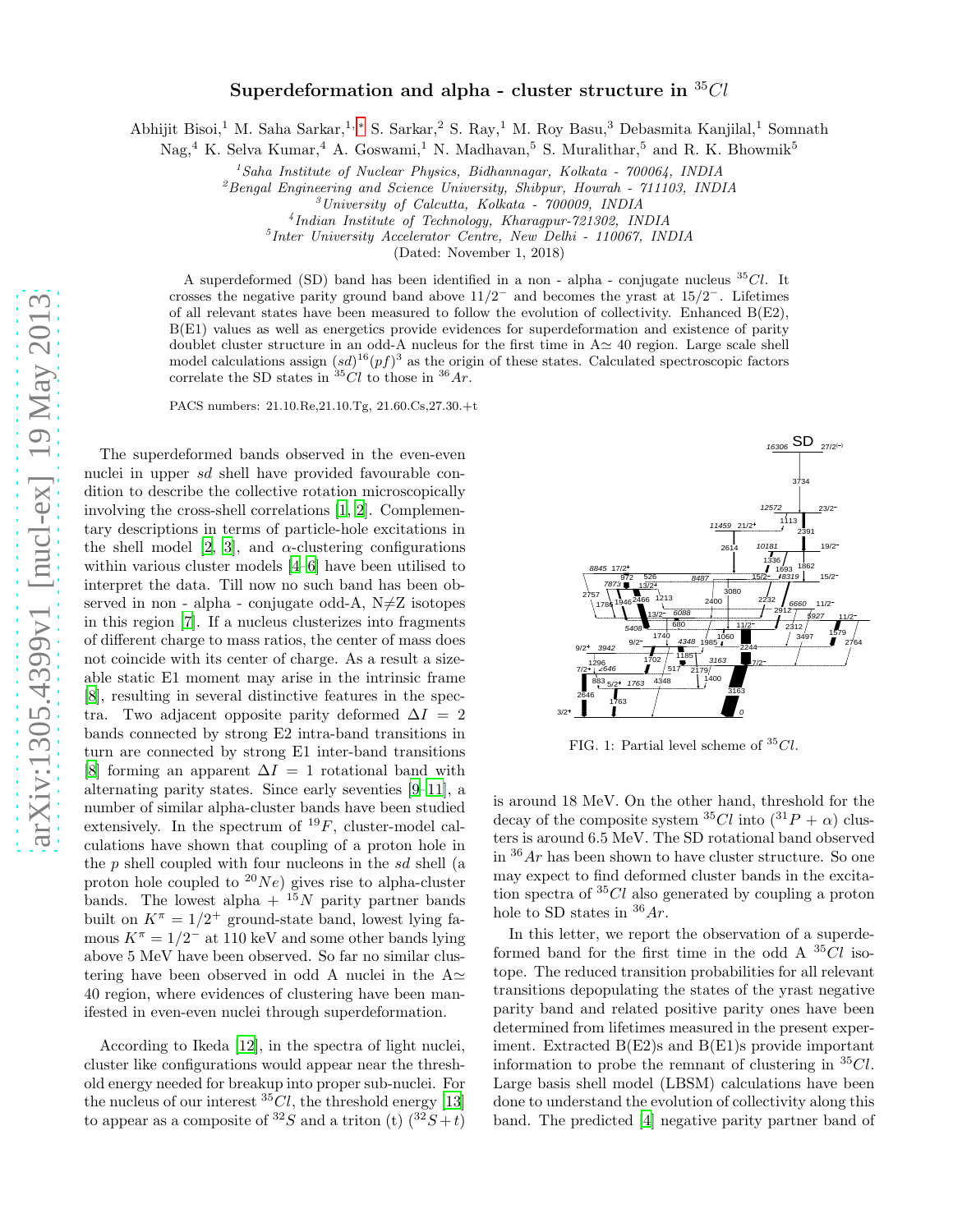# Superdeformation and alpha - cluster structure in $^{35}Cl$

Abhijit Bisoi,[1] M. Saha Sarkar,[1,*] S. Sarkar,[2] S. Ray,[1] M. Roy Basu,[3] Debasmita Kanjilal,[1] Somnath Nag,[4] K. Selva Kumar,[4] A. Goswami,[1] N. Madhavan,[5] S. Muralithar,[5] and R. K. Bhowmik[5]

[1] *Saha Institute of Nuclear Physics, Bidhannagar, Kolkata - 700064, INDIA*
[2] *Bengal Engineering and Science University, Shibpur, Howrah - 711103, INDIA*
[3] *University of Calcutta, Kolkata - 700009, INDIA*
[4] *Indian Institute of Technology, Kharagpur-721302, INDIA*
[5] *Inter University Accelerator Centre, New Delhi - 110067, INDIA*

(Dated: November 1, 2018)

A superdeformed (SD) band has been identified in a non - alpha - conjugate nucleus $^{35}Cl$. It crosses the negative parity ground band above $11/2^-$ and becomes the yrast at $15/2^-$. Lifetimes of all relevant states have been measured to follow the evolution of collectivity. Enhanced B(E2), B(E1) values as well as energetics provide evidences for superdeformation and existence of parity doublet cluster structure in an odd-A nucleus for the first time in A$\simeq$ 40 region. Large scale shell model calculations assign $(sd)^{16}(pf)^3$ as the origin of these states. Calculated spectroscopic factors correlate the SD states in $^{35}Cl$ to those in $^{36}Ar$.

PACS numbers: 21.10.Re,21.10.Tg, 21.60.Cs,27.30.+t

The superdeformed bands observed in the even-even nuclei in upper *sd* shell have provided favourable condition to describe the collective rotation microscopically involving the cross-shell correlations [1, 2]. Complementary descriptions in terms of particle-hole excitations in the shell model [2, 3], and $\alpha$-clustering configurations within various cluster models [4–6] have been utilised to interpret the data. Till now no such band has been observed in non - alpha - conjugate odd-A, N$\neq$Z isotopes in this region [7]. If a nucleus clusterizes into fragments of different charge to mass ratios, the center of mass does not coincide with its center of charge. As a result a sizeable static E1 moment may arise in the intrinsic frame [8], resulting in several distinctive features in the spectra. Two adjacent opposite parity deformed $\Delta I = 2$ bands connected by strong E2 intra-band transitions in turn are connected by strong E1 inter-band transitions [8] forming an apparent $\Delta I = 1$ rotational band with alternating parity states. Since early seventies [9–11], a number of similar alpha-cluster bands have been studied extensively. In the spectrum of $^{19}F$, cluster-model calculations have shown that coupling of a proton hole in the *p* shell coupled with four nucleons in the *sd* shell (a proton hole coupled to $^{20}Ne$) gives rise to alpha-cluster bands. The lowest alpha + $^{15}N$ parity partner bands built on $K^\pi = 1/2^+$ ground-state band, lowest lying famous $K^\pi = 1/2^-$ at 110 keV and some other bands lying above 5 MeV have been observed. So far no similar clustering have been observed in odd A nuclei in the A$\simeq$ 40 region, where evidences of clustering have been manifested in even-even nuclei through superdeformation.

According to Ikeda [12], in the spectra of light nuclei, cluster like configurations would appear near the threshold energy needed for breakup into proper sub-nuclei. For the nucleus of our interest $^{35}Cl$, the threshold energy [13] to appear as a composite of $^{32}S$ and a triton (t) ($^{32}S+t$) is around 18 MeV. On the other hand, threshold for the decay of the composite system $^{35}Cl$ into ($^{31}P + \alpha$) clusters is around 6.5 MeV. The SD rotational band observed in $^{36}Ar$ has been shown to have cluster structure. So one may expect to find deformed cluster bands in the excitation spectra of $^{35}Cl$ also generated by coupling a proton hole to SD states in $^{36}Ar$.

FIG. 1: Partial level scheme of $^{35}Cl$.

In this letter, we report the observation of a superdeformed band for the first time in the odd A $^{35}Cl$ isotope. The reduced transition probabilities for all relevant transitions depopulating the states of the yrast negative parity band and related positive parity ones have been determined from lifetimes measured in the present experiment. Extracted B(E2)s and B(E1)s provide important information to probe the remnant of clustering in $^{35}Cl$. Large basis shell model (LBSM) calculations have been done to understand the evolution of collectivity along this band. The predicted [4] negative parity partner band of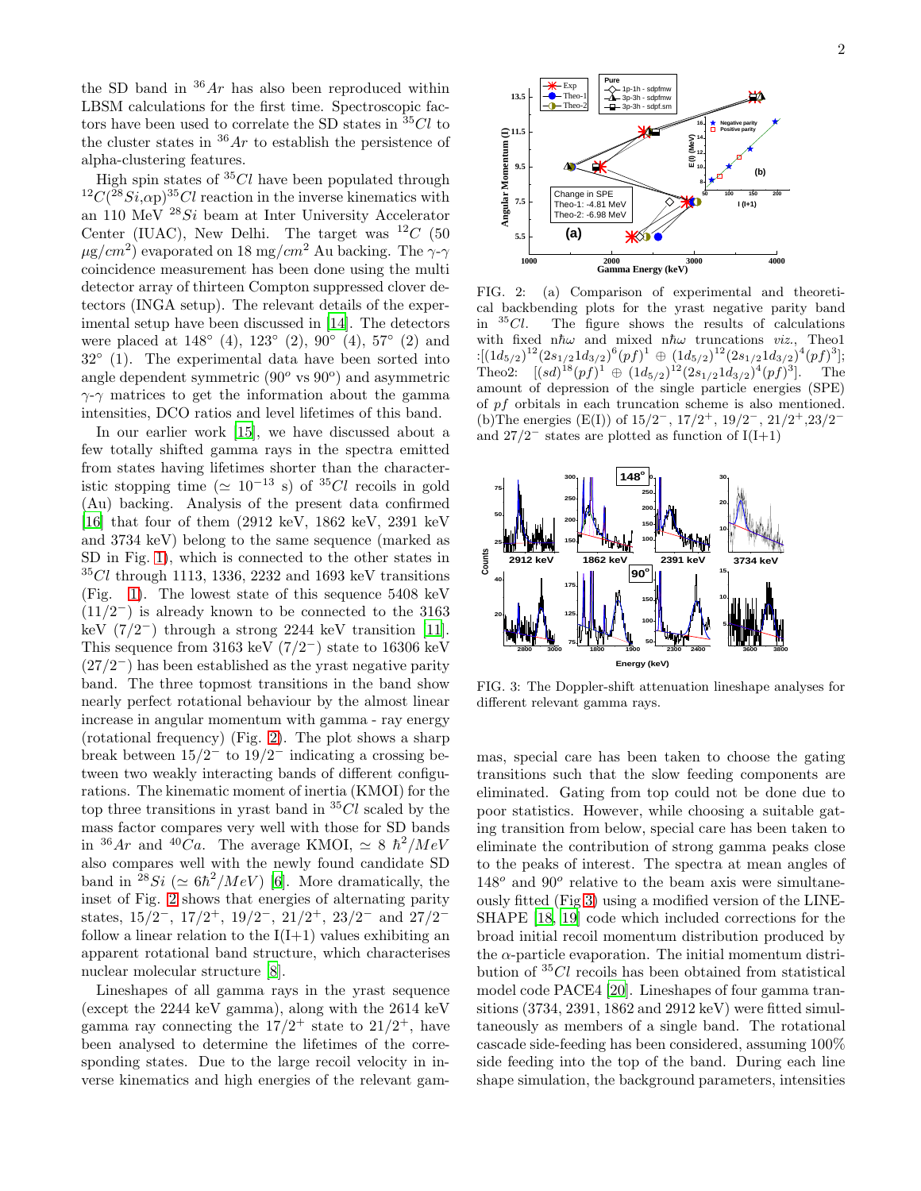the SD band in $^{36}Ar$ has also been reproduced within LBSM calculations for the first time. Spectroscopic factors have been used to correlate the SD states in $^{35}Cl$ to the cluster states in $^{36}Ar$ to establish the persistence of alpha-clustering features.

High spin states of $^{35}Cl$ have been populated through $^{12}C(^{28}Si,\alpha p)^{35}Cl$ reaction in the inverse kinematics with an 110 MeV $^{28}Si$ beam at Inter University Accelerator Center (IUAC), New Delhi. The target was $^{12}C$ (50 $\mu g/cm^2$) evaporated on 18 $mg/cm^2$ Au backing. The $\gamma$-$\gamma$ coincidence measurement has been done using the multi detector array of thirteen Compton suppressed clover detectors (INGA setup). The relevant details of the experimental setup have been discussed in [14]. The detectors were placed at 148° (4), 123° (2), 90° (4), 57° (2) and 32° (1). The experimental data have been sorted into angle dependent symmetric ($90^o$ vs $90^o$) and asymmetric $\gamma$-$\gamma$ matrices to get the information about the gamma intensities, DCO ratios and level lifetimes of this band.

In our earlier work [15], we have discussed about a few totally shifted gamma rays in the spectra emitted from states having lifetimes shorter than the characteristic stopping time ($\simeq 10^{-13}$ s) of $^{35}Cl$ recoils in gold (Au) backing. Analysis of the present data confirmed [16] that four of them (2912 keV, 1862 keV, 2391 keV and 3734 keV) belong to the same sequence (marked as SD in Fig. 1), which is connected to the other states in $^{35}Cl$ through 1113, 1336, 2232 and 1693 keV transitions (Fig. 1). The lowest state of this sequence 5408 keV ($11/2^-$) is already known to be connected to the 3163 keV ($7/2^-$) through a strong 2244 keV transition [11]. This sequence from 3163 keV ($7/2^-$) state to 16306 keV ($27/2^-$) has been established as the yrast negative parity band. The three topmost transitions in the band show nearly perfect rotational behaviour by the almost linear increase in angular momentum with gamma - ray energy (rotational frequency) (Fig. 2). The plot shows a sharp break between $15/2^-$ to $19/2^-$ indicating a crossing between two weakly interacting bands of different configurations. The kinematic moment of inertia (KMOI) for the top three transitions in yrast band in $^{35}Cl$ scaled by the mass factor compares very well with those for SD bands in $^{36}Ar$ and $^{40}Ca$. The average KMOI, $\simeq 8\ \hbar^2/MeV$ also compares well with the newly found candidate SD band in $^{28}Si$ ($\simeq 6\hbar^2/MeV$) [6]. More dramatically, the inset of Fig. 2 shows that energies of alternating parity states, $15/2^-$, $17/2^+$, $19/2^-$, $21/2^+$, $23/2^-$ and $27/2^-$ follow a linear relation to the I(I+1) values exhibiting an apparent rotational band structure, which characterises nuclear molecular structure [8].

Lineshapes of all gamma rays in the yrast sequence (except the 2244 keV gamma), along with the 2614 keV gamma ray connecting the $17/2^+$ state to $21/2^+$, have been analysed to determine the lifetimes of the corresponding states. Due to the large recoil velocity in inverse kinematics and high energies of the relevant gammas, special care has been taken to choose the gating transitions such that the slow feeding components are eliminated. Gating from top could not be done due to poor statistics. However, while choosing a suitable gating transition from below, special care has been taken to eliminate the contribution of strong gamma peaks close to the peaks of interest. The spectra at mean angles of $148^o$ and $90^o$ relative to the beam axis were simultaneously fitted (Fig.3) using a modified version of the LINESHAPE [18, 19] code which included corrections for the broad initial recoil momentum distribution produced by the $\alpha$-particle evaporation. The initial momentum distribution of $^{35}Cl$ recoils has been obtained from statistical model code PACE4 [20]. Lineshapes of four gamma transitions (3734, 2391, 1862 and 2912 keV) were fitted simultaneously as members of a single band. The rotational cascade side-feeding has been considered, assuming 100% side feeding into the top of the band. During each line shape simulation, the background parameters, intensities

FIG. 2: (a) Comparison of experimental and theoretical backbending plots for the yrast negative parity band in $^{35}Cl$. The figure shows the results of calculations with fixed n$\hbar\omega$ and mixed n$\hbar\omega$ truncations *viz.*, Theo1 :$[(1d_{5/2})^{12}(2s_{1/2}1d_{3/2})^6(pf)^1 \oplus (1d_{5/2})^{12}(2s_{1/2}1d_{3/2})^4(pf)^3]$; Theo2: $[(sd)^{18}(pf)^1 \oplus (1d_{5/2})^{12}(2s_{1/2}1d_{3/2})^4(pf)^3]$. The amount of depression of the single particle energies (SPE) of $pf$ orbitals in each truncation scheme is also mentioned. (b)The energies (E(I)) of $15/2^-$, $17/2^+$, $19/2^-$, $21/2^+$,$23/2^-$ and $27/2^-$ states are plotted as function of I(I+1)

FIG. 3: The Doppler-shift attenuation lineshape analyses for different relevant gamma rays.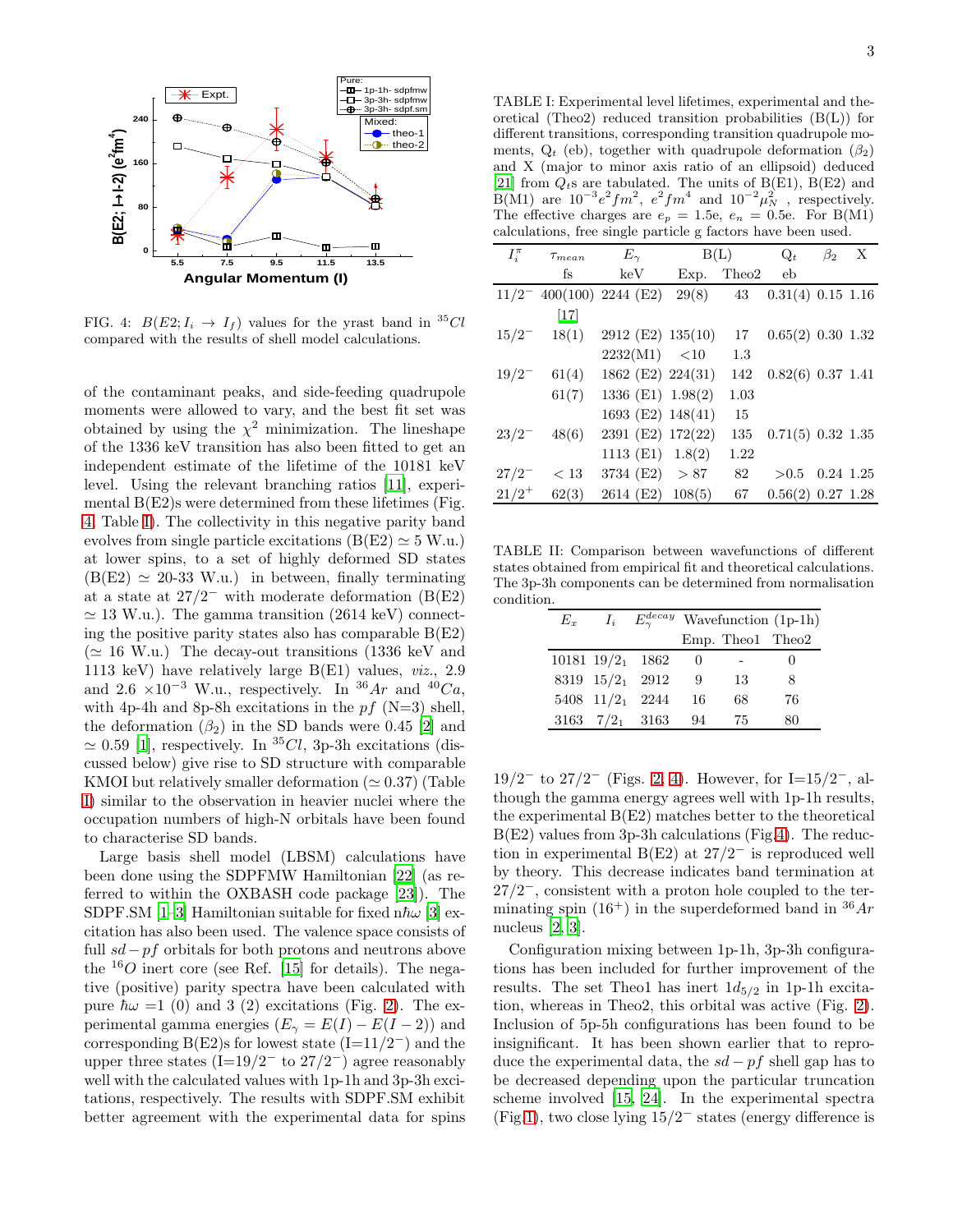FIG. 4: $B(E2; I_i \rightarrow I_f)$ values for the yrast band in $^{35}Cl$ compared with the results of shell model calculations.

of the contaminant peaks, and side-feeding quadrupole moments were allowed to vary, and the best fit set was obtained by using the $\chi^2$ minimization. The lineshape of the 1336 keV transition has also been fitted to get an independent estimate of the lifetime of the 10181 keV level. Using the relevant branching ratios [11], experimental B(E2)s were determined from these lifetimes (Fig. 4, Table I). The collectivity in this negative parity band evolves from single particle excitations (B(E2) $\simeq$ 5 W.u.) at lower spins, to a set of highly deformed SD states (B(E2) $\simeq$ 20-33 W.u.) in between, finally terminating at a state at $27/2^-$ with moderate deformation (B(E2) $\simeq$ 13 W.u.). The gamma transition (2614 keV) connecting the positive parity states also has comparable B(E2) ($\simeq$ 16 W.u.) The decay-out transitions (1336 keV and 1113 keV) have relatively large B(E1) values, *viz.*, 2.9 and 2.6 $\times 10^{-3}$ W.u., respectively. In $^{36}Ar$ and $^{40}Ca$, with 4p-4h and 8p-8h excitations in the $pf$ (N=3) shell, the deformation ($\beta_2$) in the SD bands were 0.45 [2] and $\simeq$ 0.59 [1], respectively. In $^{35}Cl$, 3p-3h excitations (discussed below) give rise to SD structure with comparable KMOI but relatively smaller deformation ($\simeq$ 0.37) (Table I) similar to the observation in heavier nuclei where the occupation numbers of high-N orbitals have been found to characterise SD bands.

Large basis shell model (LBSM) calculations have been done using the SDPFMW Hamiltonian [22] (as referred to within the OXBASH code package [23]). The SDPF.SM [1–3] Hamiltonian suitable for fixed $n\hbar\omega$ [3] excitation has also been used. The valence space consists of full $sd-pf$ orbitals for both protons and neutrons above the $^{16}O$ inert core (see Ref. [15] for details). The negative (positive) parity spectra have been calculated with pure $\hbar\omega$ =1 (0) and 3 (2) excitations (Fig. 2). The experimental gamma energies ($E_\gamma = E(I) - E(I-2)$) and corresponding B(E2)s for lowest state (I=$11/2^-$) and the upper three states (I=$19/2^-$ to $27/2^-$) agree reasonably well with the calculated values with 1p-1h and 3p-3h excitations, respectively. The results with SDPF.SM exhibit better agreement with the experimental data for spins $19/2^-$ to $27/2^-$ (Figs. 2, 4). However, for I=$15/2^-$, although the gamma energy agrees well with 1p-1h results, the experimental B(E2) matches better to the theoretical B(E2) values from 3p-3h calculations (Fig.4). The reduction in experimental B(E2) at $27/2^-$ is reproduced well by theory. This decrease indicates band termination at $27/2^-$, consistent with a proton hole coupled to the terminating spin ($16^+$) in the superdeformed band in $^{36}Ar$ nucleus [2, 3].

Configuration mixing between 1p-1h, 3p-3h configurations has been included for further improvement of the results. The set Theo1 has inert $1d_{5/2}$ in 1p-1h excitation, whereas in Theo2, this orbital was active (Fig. 2). Inclusion of 5p-5h configurations has been found to be insignificant. It has been shown earlier that to reproduce the experimental data, the $sd-pf$ shell gap has to be decreased depending upon the particular truncation scheme involved [15, 24]. In the experimental spectra (Fig.1), two close lying $15/2^-$ states (energy difference is

TABLE I: Experimental level lifetimes, experimental and theoretical (Theo2) reduced transition probabilities (B(L)) for different transitions, corresponding transition quadrupole moments, $Q_t$ (eb), together with quadrupole deformation ($\beta_2$) and X (major to minor axis ratio of an ellipsoid) deduced [21] from $Q_t$s are tabulated. The units of B(E1), B(E2) and B(M1) are $10^{-3}e^2fm^2$, $e^2fm^4$ and $10^{-2}\mu_N^2$ , respectively. The effective charges are $e_p$ = 1.5e, $e_n$ = 0.5e. For B(M1) calculations, free single particle g factors have been used.

| $I_i^\pi$ | $\tau_{mean}$ | $E_\gamma$ | B(L) | | $Q_t$ | $\beta_2$ | X |
|---|---|---|---|---|---|---|---|
| | fs | keV | Exp. | Theo2 | eb | | |
| $11/2^-$ | 400(100) [17] | 2244 (E2) | 29(8) | 43 | 0.31(4) | 0.15 | 1.16 |
| $15/2^-$ | 18(1) | 2912 (E2) | 135(10) | 17 | 0.65(2) | 0.30 | 1.32 |
| | | 2232(M1) | <10 | 1.3 | | | |
| $19/2^-$ | 61(4) | 1862 (E2) | 224(31) | 142 | 0.82(6) | 0.37 | 1.41 |
| | 61(7) | 1336 (E1) | 1.98(2) | 1.03 | | | |
| | | 1693 (E2) | 148(41) | 15 | | | |
| $23/2^-$ | 48(6) | 2391 (E2) | 172(22) | 135 | 0.71(5) | 0.32 | 1.35 |
| | | 1113 (E1) | 1.8(2) | 1.22 | | | |
| $27/2^-$ | < 13 | 3734 (E2) | > 87 | 82 | >0.5 | 0.24 | 1.25 |
| $21/2^+$ | 62(3) | 2614 (E2) | 108(5) | 67 | 0.56(2) | 0.27 | 1.28 |

TABLE II: Comparison between wavefunctions of different states obtained from empirical fit and theoretical calculations. The 3p-3h components can be determined from normalisation condition.

| $E_x$ | $I_i$ | $E_\gamma^{decay}$ | Wavefunction (1p-1h) | | |
|---|---|---|---|---|---|
| | | | Emp. | Theo1 | Theo2 |
| 10181 | $19/2_1$ | 1862 | 0 | - | 0 |
| 8319 | $15/2_1$ | 2912 | 9 | 13 | 8 |
| 5408 | $11/2_1$ | 2244 | 16 | 68 | 76 |
| 3163 | $7/2_1$ | 3163 | 94 | 75 | 80 |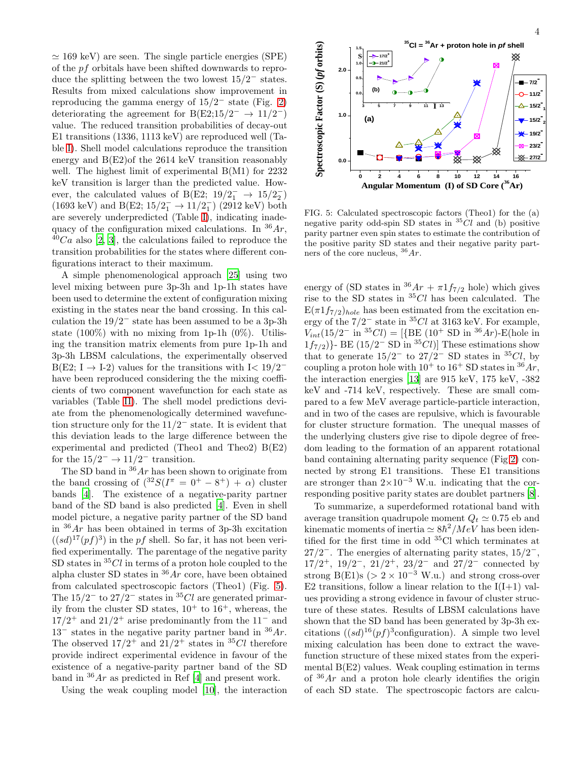≃ 169 keV) are seen. The single particle energies (SPE) of the $pf$ orbitals have been shifted downwards to reproduce the splitting between the two lowest $15/2^-$ states. Results from mixed calculations show improvement in reproducing the gamma energy of $15/2^-$ state (Fig. 2) deteriorating the agreement for B(E2;$15/2^- \rightarrow 11/2^-$) value. The reduced transition probabilities of decay-out E1 transitions (1336, 1113 keV) are reproduced well (Table I). Shell model calculations reproduce the transition energy and B(E2)of the 2614 keV transition reasonably well. The highest limit of experimental B(M1) for 2232 keV transition is larger than the predicted value. However, the calculated values of B(E2; $19/2^-_1 \rightarrow 15/2^-_2$) (1693 keV) and B(E2; $15/2^-_1 \rightarrow 11/2^-_1$) (2912 keV) both are severely underpredicted (Table I), indicating inadequacy of the configuration mixed calculations. In $^{36}Ar$, $^{40}Ca$ also [2, 3], the calculations failed to reproduce the transition probabilities for the states where different configurations interact to their maximum.

A simple phenomenological approach [25] using two level mixing between pure 3p-3h and 1p-1h states have been used to determine the extent of configuration mixing existing in the states near the band crossing. In this calculation the $19/2^-$ state has been assumed to be a 3p-3h state (100%) with no mixing from 1p-1h (0%). Utilising the transition matrix elements from pure 1p-1h and 3p-3h LBSM calculations, the experimentally observed B(E2; I → I-2) values for the transitions with I< $19/2^-$ have been reproduced considering the the mixing coefficients of two component wavefunction for each state as variables (Table II). The shell model predictions deviate from the phenomenologically determined wavefunction structure only for the $11/2^-$ state. It is evident that this deviation leads to the large difference between the experimental and predicted (Theo1 and Theo2) B(E2) for the $15/2^- \rightarrow 11/2^-$ transition.

The SD band in $^{36}Ar$ has been shown to originate from the band crossing of ($^{32}S(I^\pi = 0^+ - 8^+) + \alpha$) cluster bands [4]. The existence of a negative-parity partner band of the SD band is also predicted [4]. Even in shell model picture, a negative parity partner of the SD band in $^{36}Ar$ has been obtained in terms of 3p-3h excitation ($(sd)^{17}(pf)^3$) in the $pf$ shell. So far, it has not been verified experimentally. The parentage of the negative parity SD states in $^{35}Cl$ in terms of a proton hole coupled to the alpha cluster SD states in $^{36}Ar$ core, have been obtained from calculated spectroscopic factors (Theo1) (Fig. 5). The $15/2^-$ to $27/2^-$ states in $^{35}Cl$ are generated primarily from the cluster SD states, $10^+$ to $16^+$, whereas, the $17/2^+$ and $21/2^+$ arise predominantly from the $11^-$ and $13^-$ states in the negative parity partner band in $^{36}Ar$. The observed $17/2^+$ and $21/2^+$ states in $^{35}Cl$ therefore provide indirect experimental evidence in favour of the existence of a negative-parity partner band of the SD band in $^{36}Ar$ as predicted in Ref [4] and present work.

Using the weak coupling model [10], the interaction energy of (SD states in $^{36}Ar$ + $\pi 1f_{7/2}$ hole) which gives rise to the SD states in $^{35}Cl$ has been calculated. The E($\pi 1f_{7/2})_{hole}$ has been estimated from the excitation energy of the $7/2^-$ state in $^{35}Cl$ at 3163 keV. For example, $V_{int}$($15/2^-$ in $^{35}Cl$) = [{BE ($10^+$ SD in $^{36}Ar$)-E(hole in $1f_{7/2}$)}- BE ($15/2^-$ SD in $^{35}Cl$)] These estimations show that to generate $15/2^-$ to $27/2^-$ SD states in $^{35}Cl$, by coupling a proton hole with $10^+$ to $16^+$ SD states in $^{36}Ar$, the interaction energies [13] are 915 keV, 175 keV, -382 keV and -714 keV, respectively. These are small compared to a few MeV average particle-particle interaction, and in two of the cases are repulsive, which is favourable for cluster structure formation. The unequal masses of the underlying clusters give rise to dipole degree of freedom leading to the formation of an apparent rotational band containing alternating parity sequence (Fig 2) connected by strong E1 transitions. These E1 transitions are stronger than $2\times10^{-3}$ W.u. indicating that the corresponding positive parity states are doublet partners [8].

FIG. 5: Calculated spectroscopic factors (Theo1) for the (a) negative parity odd-spin SD states in $^{35}Cl$ and (b) positive parity partner even spin states to estimate the contribution of the positive parity SD states and their negative parity partners of the core nucleus, $^{36}Ar$.

To summarize, a superdeformed rotational band with average transition quadrupole moment $Q_t \simeq 0.75$ eb and kinematic moments of inertia $\simeq 8\hbar^2/MeV$ has been identified for the first time in odd $^{35}$Cl which terminates at $27/2^-$. The energies of alternating parity states, $15/2^-$, $17/2^+$, $19/2^-$, $21/2^+$, $23/2^-$ and $27/2^-$ connected by strong B(E1)s ($> 2 \times 10^{-3}$ W.u.) and strong cross-over E2 transitions, follow a linear relation to the I(I+1) values providing a strong evidence in favour of cluster structure of these states. Results of LBSM calculations have shown that the SD band has been generated by 3p-3h excitations ($(sd)^{16}(pf)^3$configuration). A simple two level mixing calculation has been done to extract the wavefunction structure of these mixed states from the experimental B(E2) values. Weak coupling estimation in terms of $^{36}Ar$ and a proton hole clearly identifies the origin of each SD state. The spectroscopic factors are calcu-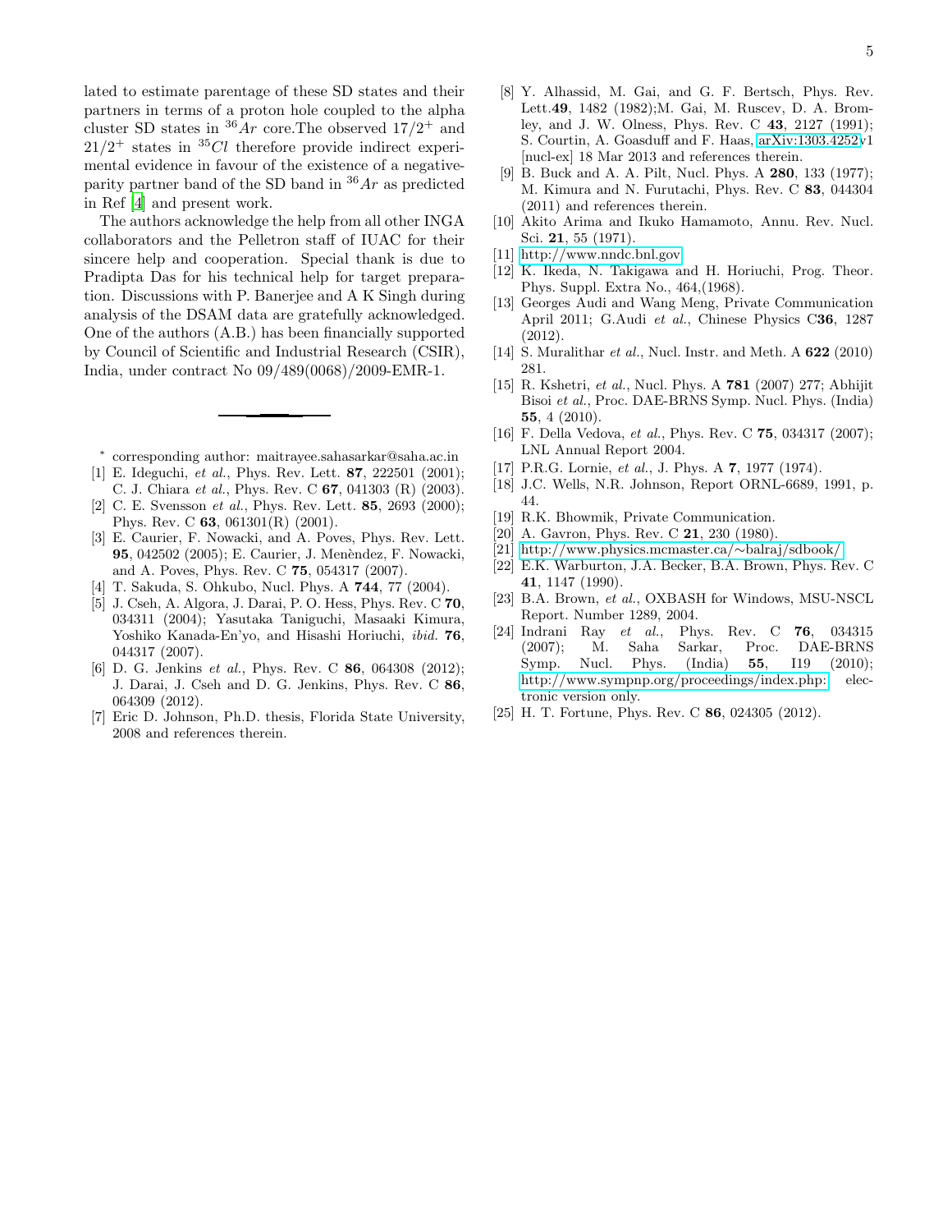lated to estimate parentage of these SD states and their partners in terms of a proton hole coupled to the alpha cluster SD states in $^{36}Ar$ core.The observed $17/2^+$ and $21/2^+$ states in $^{35}Cl$ therefore provide indirect experimental evidence in favour of the existence of a negative-parity partner band of the SD band in $^{36}Ar$ as predicted in Ref [4] and present work.

The authors acknowledge the help from all other INGA collaborators and the Pelletron staff of IUAC for their sincere help and cooperation. Special thank is due to Pradipta Das for his technical help for target preparation. Discussions with P. Banerjee and A K Singh during analysis of the DSAM data are gratefully acknowledged. One of the authors (A.B.) has been financially supported by Council of Scientific and Industrial Research (CSIR), India, under contract No 09/489(0068)/2009-EMR-1.

---

[*] corresponding author: maitrayee.sahasarkar@saha.ac.in

[1] E. Ideguchi, *et al.*, Phys. Rev. Lett. **87**, 222501 (2001); C. J. Chiara *et al.*, Phys. Rev. C **67**, 041303 (R) (2003).

[2] C. E. Svensson *et al.*, Phys. Rev. Lett. **85**, 2693 (2000); Phys. Rev. C **63**, 061301(R) (2001).

[3] E. Caurier, F. Nowacki, and A. Poves, Phys. Rev. Lett. **95**, 042502 (2005); E. Caurier, J. Menèndez, F. Nowacki, and A. Poves, Phys. Rev. C **75**, 054317 (2007).

[4] T. Sakuda, S. Ohkubo, Nucl. Phys. A **744**, 77 (2004).

[5] J. Cseh, A. Algora, J. Darai, P. O. Hess, Phys. Rev. C **70**, 034311 (2004); Yasutaka Taniguchi, Masaaki Kimura, Yoshiko Kanada-En'yo, and Hisashi Horiuchi, *ibid.* **76**, 044317 (2007).

[6] D. G. Jenkins *et al.*, Phys. Rev. C **86**, 064308 (2012); J. Darai, J. Cseh and D. G. Jenkins, Phys. Rev. C **86**, 064309 (2012).

[7] Eric D. Johnson, Ph.D. thesis, Florida State University, 2008 and references therein.

[8] Y. Alhassid, M. Gai, and G. F. Bertsch, Phys. Rev. Lett.**49**, 1482 (1982);M. Gai, M. Ruscev, D. A. Bromley, and J. W. Olness, Phys. Rev. C **43**, 2127 (1991); S. Courtin, A. Goasduff and F. Haas, arXiv:1303.4252v1 [nucl-ex] 18 Mar 2013 and references therein.

[9] B. Buck and A. A. Pilt, Nucl. Phys. A **280**, 133 (1977); M. Kimura and N. Furutachi, Phys. Rev. C **83**, 044304 (2011) and references therein.

[10] Akito Arima and Ikuko Hamamoto, Annu. Rev. Nucl. Sci. **21**, 55 (1971).

[11] http://www.nndc.bnl.gov

[12] K. Ikeda, N. Takigawa and H. Horiuchi, Prog. Theor. Phys. Suppl. Extra No., 464,(1968).

[13] Georges Audi and Wang Meng, Private Communication April 2011; G.Audi *et al.*, Chinese Physics C**36**, 1287 (2012).

[14] S. Muralithar *et al.*, Nucl. Instr. and Meth. A **622** (2010) 281.

[15] R. Kshetri, *et al.*, Nucl. Phys. A **781** (2007) 277; Abhijit Bisoi *et al.*, Proc. DAE-BRNS Symp. Nucl. Phys. (India) **55**, 4 (2010).

[16] F. Della Vedova, *et al.*, Phys. Rev. C **75**, 034317 (2007); LNL Annual Report 2004.

[17] P.R.G. Lornie, *et al.*, J. Phys. A **7**, 1977 (1974).

[18] J.C. Wells, N.R. Johnson, Report ORNL-6689, 1991, p. 44.

[19] R.K. Bhowmik, Private Communication.

[20] A. Gavron, Phys. Rev. C **21**, 230 (1980).

[21] http://www.physics.mcmaster.ca/∼balraj/sdbook/

[22] E.K. Warburton, J.A. Becker, B.A. Brown, Phys. Rev. C **41**, 1147 (1990).

[23] B.A. Brown, *et al.*, OXBASH for Windows, MSU-NSCL Report. Number 1289, 2004.

[24] Indrani Ray *et al.*, Phys. Rev. C **76**, 034315 (2007); M. Saha Sarkar, Proc. DAE-BRNS Symp. Nucl. Phys. (India) **55**, I19 (2010); http://www.sympnp.org/proceedings/index.php: electronic version only.

[25] H. T. Fortune, Phys. Rev. C **86**, 024305 (2012).